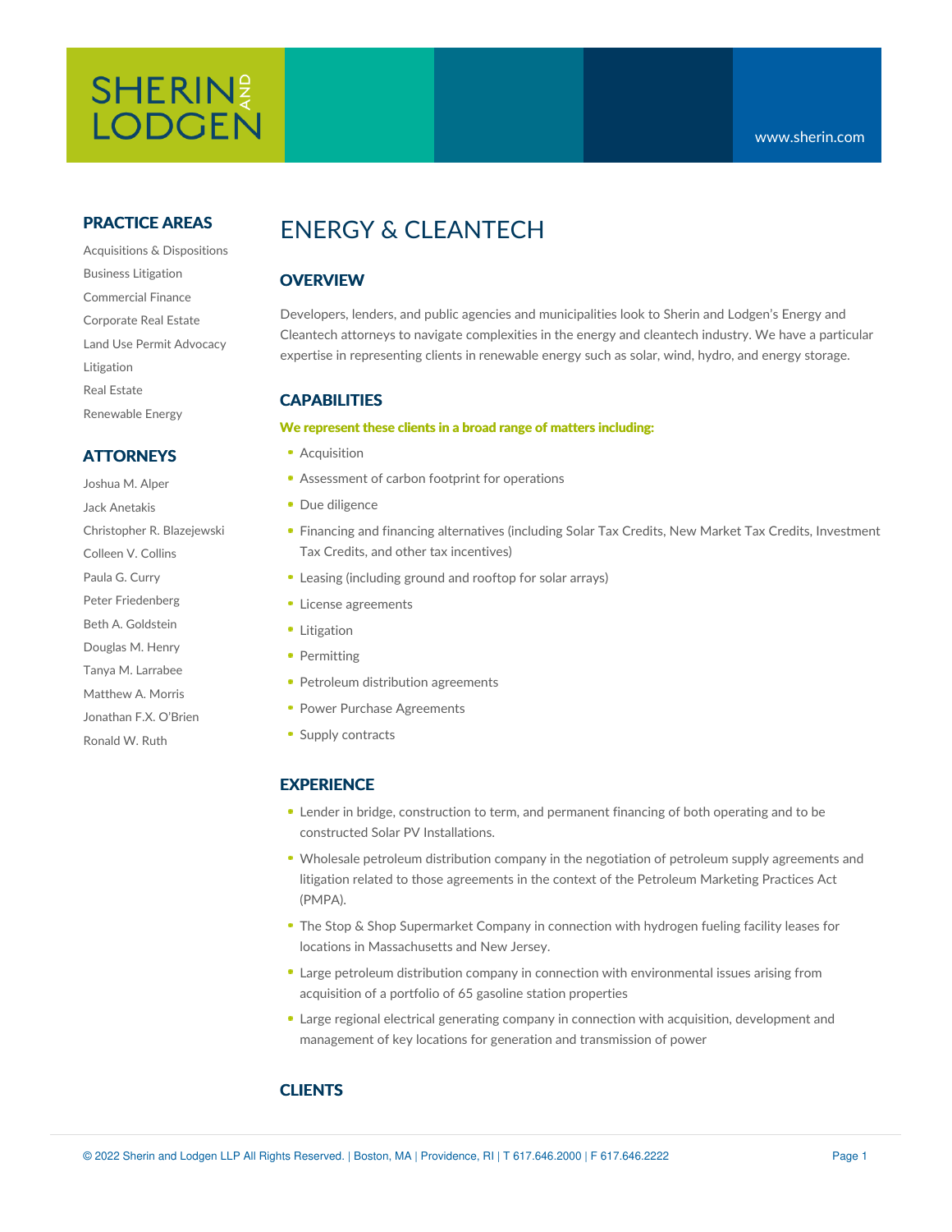SHERIN AND LODGEN

www.sherin.com

## PRACTICE AREAS

Acquisitions & Dispositions
Business Litigation
Commercial Finance
Corporate Real Estate
Land Use Permit Advocacy
Litigation
Real Estate
Renewable Energy

## ATTORNEYS

Joshua M. Alper
Jack Anetakis
Christopher R. Blazejewski
Colleen V. Collins
Paula G. Curry
Peter Friedenberg
Beth A. Goldstein
Douglas M. Henry
Tanya M. Larrabee
Matthew A. Morris
Jonathan F.X. O'Brien
Ronald W. Ruth

# ENERGY & CLEANTECH

## OVERVIEW

Developers, lenders, and public agencies and municipalities look to Sherin and Lodgen's Energy and Cleantech attorneys to navigate complexities in the energy and cleantech industry. We have a particular expertise in representing clients in renewable energy such as solar, wind, hydro, and energy storage.

## CAPABILITIES

**We represent these clients in a broad range of matters including:**

- Acquisition
- Assessment of carbon footprint for operations
- Due diligence
- Financing and financing alternatives (including Solar Tax Credits, New Market Tax Credits, Investment Tax Credits, and other tax incentives)
- Leasing (including ground and rooftop for solar arrays)
- License agreements
- Litigation
- Permitting
- Petroleum distribution agreements
- Power Purchase Agreements
- Supply contracts

## EXPERIENCE

- Lender in bridge, construction to term, and permanent financing of both operating and to be constructed Solar PV Installations.
- Wholesale petroleum distribution company in the negotiation of petroleum supply agreements and litigation related to those agreements in the context of the Petroleum Marketing Practices Act (PMPA).
- The Stop & Shop Supermarket Company in connection with hydrogen fueling facility leases for locations in Massachusetts and New Jersey.
- Large petroleum distribution company in connection with environmental issues arising from acquisition of a portfolio of 65 gasoline station properties
- Large regional electrical generating company in connection with acquisition, development and management of key locations for generation and transmission of power

## CLIENTS

© 2022 Sherin and Lodgen LLP All Rights Reserved. | Boston, MA | Providence, RI | T 617.646.2000 | F 617.646.2222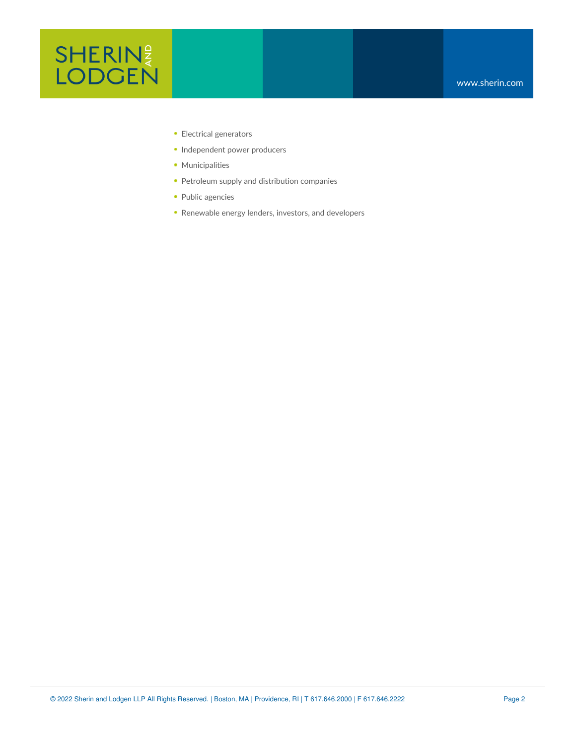- Electrical generators
- Independent power producers
- Municipalities
- Petroleum supply and distribution companies
- Public agencies
- Renewable energy lenders, investors, and developers